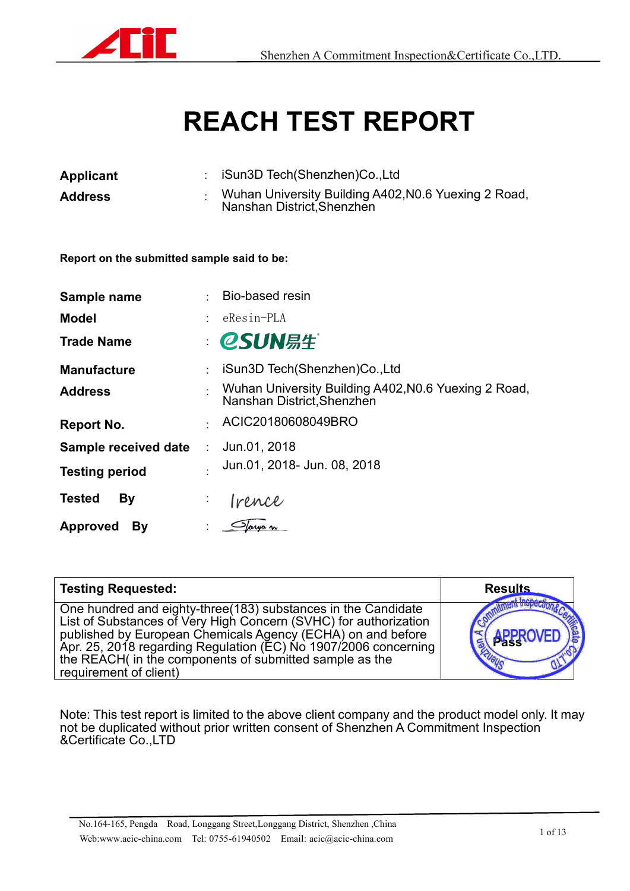# REACH TEST REPORT

**Applicant** : iSun3D Tech(Shenzhen)Co.,Ltd

**Address** : Wuhan University Building A402,N0.6 Yuexing 2 Road, Nanshan District,Shenzhen

**Report on the submitted sample said to be:**

**Sample name** : Bio-based resin

**Model** : eResin-PLA

**Trade Name** : eSUN易生

**Manufacture** : iSun3D Tech(Shenzhen)Co.,Ltd

**Address** : Wuhan University Building A402,N0.6 Yuexing 2 Road, Nanshan District,Shenzhen

**Report No.** : ACIC20180608049BRO

**Sample received date** : Jun.01, 2018

**Testing period** : Jun.01, 2018- Jun. 08, 2018

**Tested By** : Irence

**Approved By** : Tony

| Testing Requested: | Results |
|---|---|
| One hundred and eighty-three(183) substances in the Candidate List of Substances of Very High Concern (SVHC) for authorization published by European Chemicals Agency (ECHA) on and before Apr. 25, 2018 regarding Regulation (EC) No 1907/2006 concerning the REACH( in the components of submitted sample as the requirement of client) | Pass |

Note: This test report is limited to the above client company and the product model only. It may not be duplicated without prior written consent of Shenzhen A Commitment Inspection &Certificate Co.,LTD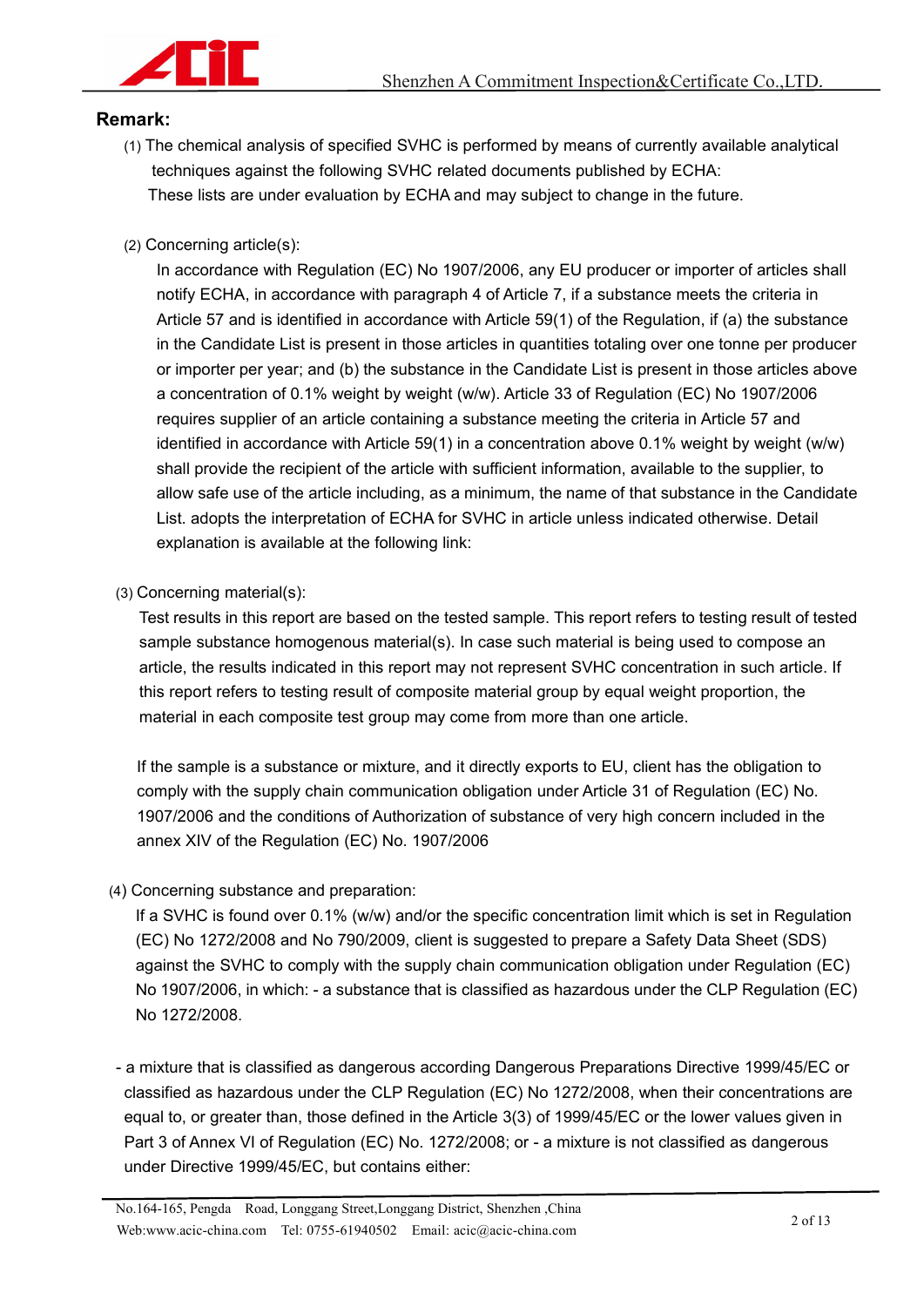**Remark:**

(1) The chemical analysis of specified SVHC is performed by means of currently available analytical techniques against the following SVHC related documents published by ECHA:
These lists are under evaluation by ECHA and may subject to change in the future.

(2) Concerning article(s):

In accordance with Regulation (EC) No 1907/2006, any EU producer or importer of articles shall notify ECHA, in accordance with paragraph 4 of Article 7, if a substance meets the criteria in Article 57 and is identified in accordance with Article 59(1) of the Regulation, if (a) the substance in the Candidate List is present in those articles in quantities totaling over one tonne per producer or importer per year; and (b) the substance in the Candidate List is present in those articles above a concentration of 0.1% weight by weight (w/w). Article 33 of Regulation (EC) No 1907/2006 requires supplier of an article containing a substance meeting the criteria in Article 57 and identified in accordance with Article 59(1) in a concentration above 0.1% weight by weight (w/w) shall provide the recipient of the article with sufficient information, available to the supplier, to allow safe use of the article including, as a minimum, the name of that substance in the Candidate List. adopts the interpretation of ECHA for SVHC in article unless indicated otherwise. Detail explanation is available at the following link:

(3) Concerning material(s):

Test results in this report are based on the tested sample. This report refers to testing result of tested sample substance homogenous material(s). In case such material is being used to compose an article, the results indicated in this report may not represent SVHC concentration in such article. If this report refers to testing result of composite material group by equal weight proportion, the material in each composite test group may come from more than one article.

If the sample is a substance or mixture, and it directly exports to EU, client has the obligation to comply with the supply chain communication obligation under Article 31 of Regulation (EC) No. 1907/2006 and the conditions of Authorization of substance of very high concern included in the annex XIV of the Regulation (EC) No. 1907/2006

(4) Concerning substance and preparation:

If a SVHC is found over 0.1% (w/w) and/or the specific concentration limit which is set in Regulation (EC) No 1272/2008 and No 790/2009, client is suggested to prepare a Safety Data Sheet (SDS) against the SVHC to comply with the supply chain communication obligation under Regulation (EC) No 1907/2006, in which: - a substance that is classified as hazardous under the CLP Regulation (EC) No 1272/2008.

- a mixture that is classified as dangerous according Dangerous Preparations Directive 1999/45/EC or classified as hazardous under the CLP Regulation (EC) No 1272/2008, when their concentrations are equal to, or greater than, those defined in the Article 3(3) of 1999/45/EC or the lower values given in Part 3 of Annex VI of Regulation (EC) No. 1272/2008; or - a mixture is not classified as dangerous under Directive 1999/45/EC, but contains either: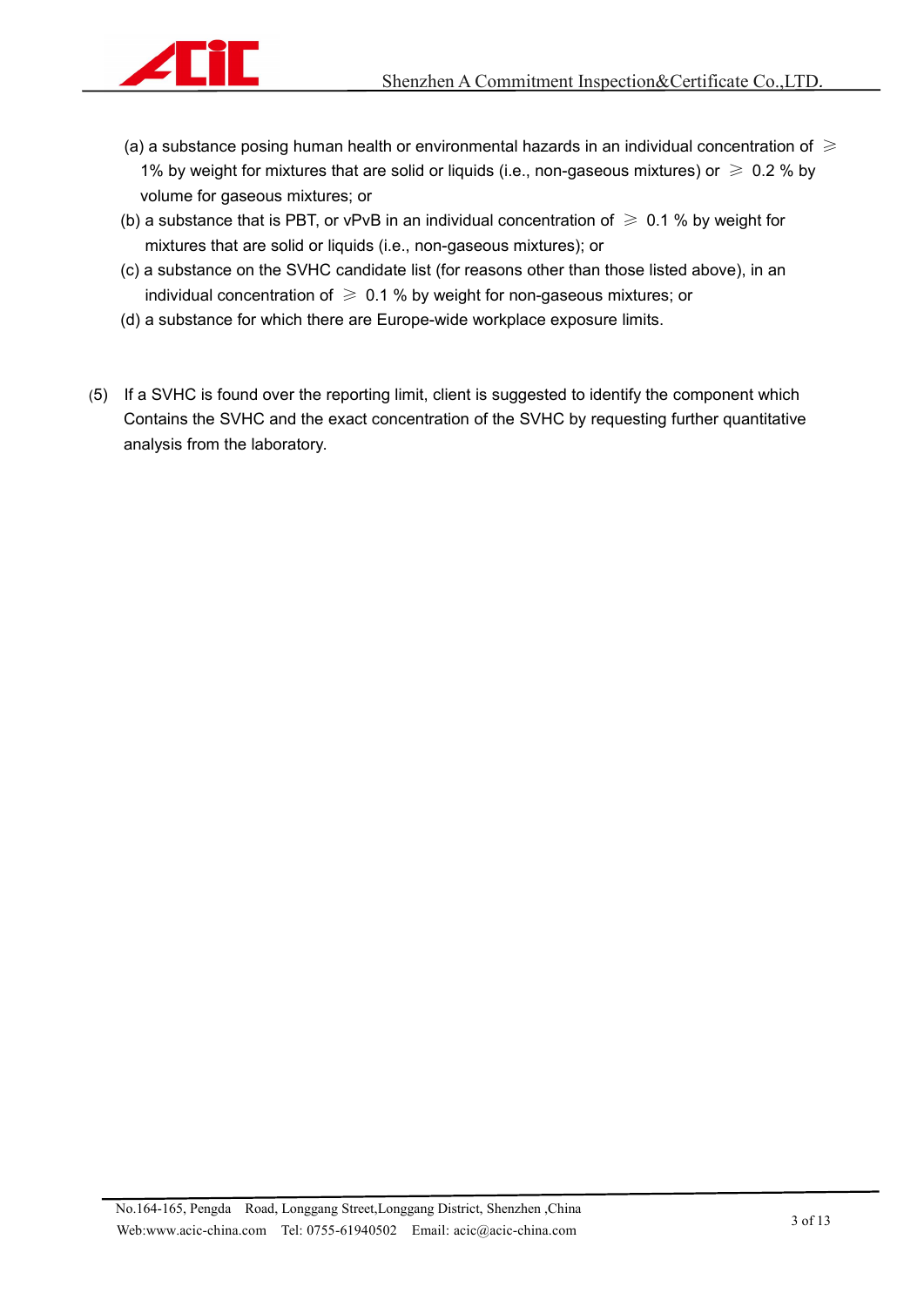(a) a substance posing human health or environmental hazards in an individual concentration of ≥ 1% by weight for mixtures that are solid or liquids (i.e., non-gaseous mixtures) or ≥ 0.2 % by volume for gaseous mixtures; or

(b) a substance that is PBT, or vPvB in an individual concentration of ≥ 0.1 % by weight for mixtures that are solid or liquids (i.e., non-gaseous mixtures); or

(c) a substance on the SVHC candidate list (for reasons other than those listed above), in an individual concentration of ≥ 0.1 % by weight for non-gaseous mixtures; or

(d) a substance for which there are Europe-wide workplace exposure limits.

(5) If a SVHC is found over the reporting limit, client is suggested to identify the component which Contains the SVHC and the exact concentration of the SVHC by requesting further quantitative analysis from the laboratory.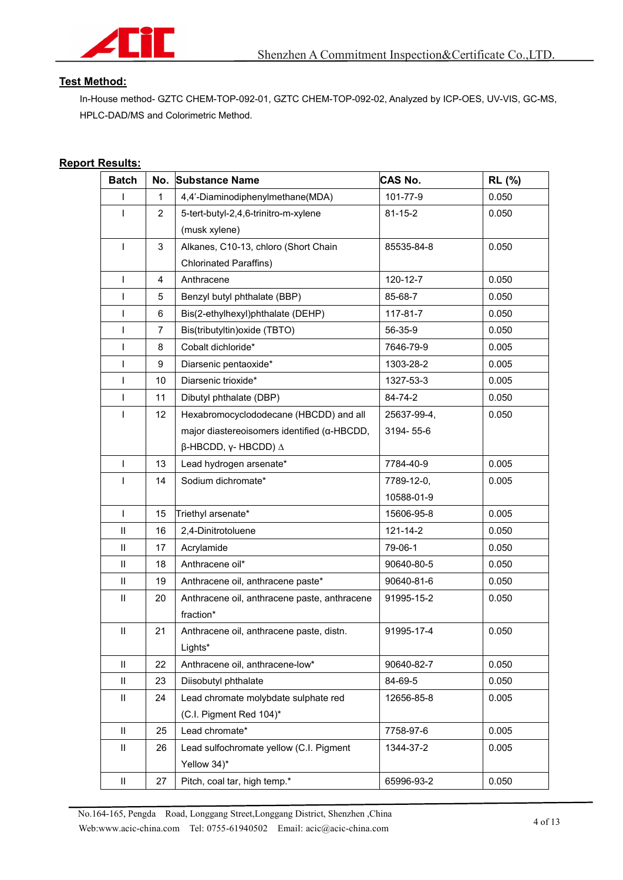## Test Method:

In-House method- GZTC CHEM-TOP-092-01, GZTC CHEM-TOP-092-02, Analyzed by ICP-OES, UV-VIS, GC-MS, HPLC-DAD/MS and Colorimetric Method.

## Report Results:

| Batch | No. | Substance Name | CAS No. | RL (%) |
|---|---|---|---|---|
| I | 1 | 4,4'-Diaminodiphenylmethane(MDA) | 101-77-9 | 0.050 |
| I | 2 | 5-tert-butyl-2,4,6-trinitro-m-xylene (musk xylene) | 81-15-2 | 0.050 |
| I | 3 | Alkanes, C10-13, chloro (Short Chain Chlorinated Paraffins) | 85535-84-8 | 0.050 |
| I | 4 | Anthracene | 120-12-7 | 0.050 |
| I | 5 | Benzyl butyl phthalate (BBP) | 85-68-7 | 0.050 |
| I | 6 | Bis(2-ethylhexyl)phthalate (DEHP) | 117-81-7 | 0.050 |
| I | 7 | Bis(tributyltin)oxide (TBTO) | 56-35-9 | 0.050 |
| I | 8 | Cobalt dichloride* | 7646-79-9 | 0.005 |
| I | 9 | Diarsenic pentaoxide* | 1303-28-2 | 0.005 |
| I | 10 | Diarsenic trioxide* | 1327-53-3 | 0.005 |
| I | 11 | Dibutyl phthalate (DBP) | 84-74-2 | 0.050 |
| I | 12 | Hexabromocyclododecane (HBCDD) and all major diastereoisomers identified (α-HBCDD, β-HBCDD, γ- HBCDD) ∆ | 25637-99-4, 3194- 55-6 | 0.050 |
| I | 13 | Lead hydrogen arsenate* | 7784-40-9 | 0.005 |
| I | 14 | Sodium dichromate* | 7789-12-0, 10588-01-9 | 0.005 |
| I | 15 | Triethyl arsenate* | 15606-95-8 | 0.005 |
| II | 16 | 2,4-Dinitrotoluene | 121-14-2 | 0.050 |
| II | 17 | Acrylamide | 79-06-1 | 0.050 |
| II | 18 | Anthracene oil* | 90640-80-5 | 0.050 |
| II | 19 | Anthracene oil, anthracene paste* | 90640-81-6 | 0.050 |
| II | 20 | Anthracene oil, anthracene paste, anthracene fraction* | 91995-15-2 | 0.050 |
| II | 21 | Anthracene oil, anthracene paste, distn. Lights* | 91995-17-4 | 0.050 |
| II | 22 | Anthracene oil, anthracene-low* | 90640-82-7 | 0.050 |
| II | 23 | Diisobutyl phthalate | 84-69-5 | 0.050 |
| II | 24 | Lead chromate molybdate sulphate red (C.I. Pigment Red 104)* | 12656-85-8 | 0.005 |
| II | 25 | Lead chromate* | 7758-97-6 | 0.005 |
| II | 26 | Lead sulfochromate yellow (C.I. Pigment Yellow 34)* | 1344-37-2 | 0.005 |
| II | 27 | Pitch, coal tar, high temp.* | 65996-93-2 | 0.050 |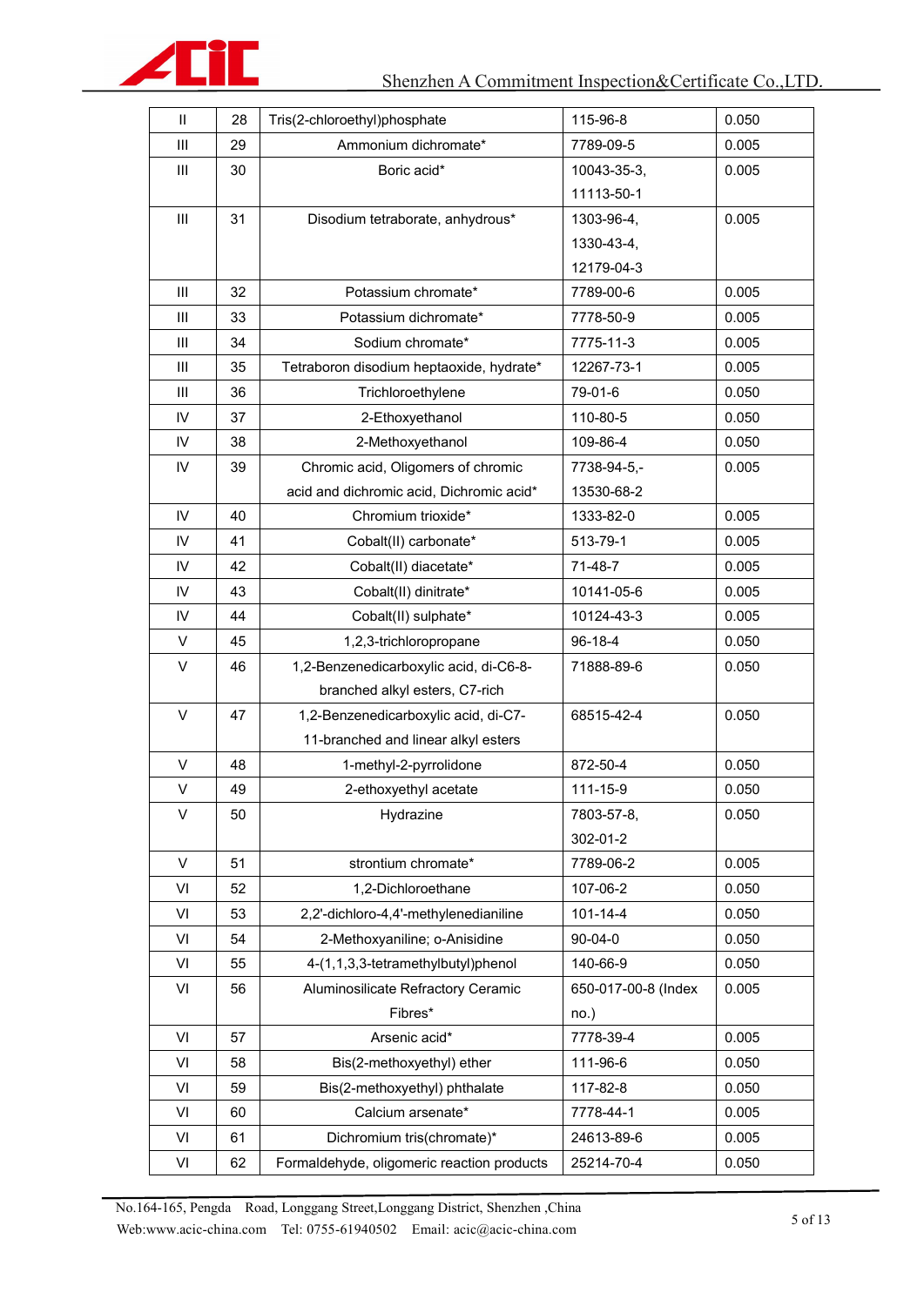| | | | | |
|---|---|---|---|---|
| II | 28 | Tris(2-chloroethyl)phosphate | 115-96-8 | 0.050 |
| III | 29 | Ammonium dichromate* | 7789-09-5 | 0.005 |
| III | 30 | Boric acid* | 10043-35-3, 11113-50-1 | 0.005 |
| III | 31 | Disodium tetraborate, anhydrous* | 1303-96-4, 1330-43-4, 12179-04-3 | 0.005 |
| III | 32 | Potassium chromate* | 7789-00-6 | 0.005 |
| III | 33 | Potassium dichromate* | 7778-50-9 | 0.005 |
| III | 34 | Sodium chromate* | 7775-11-3 | 0.005 |
| III | 35 | Tetraboron disodium heptaoxide, hydrate* | 12267-73-1 | 0.005 |
| III | 36 | Trichloroethylene | 79-01-6 | 0.050 |
| IV | 37 | 2-Ethoxyethanol | 110-80-5 | 0.050 |
| IV | 38 | 2-Methoxyethanol | 109-86-4 | 0.050 |
| IV | 39 | Chromic acid, Oligomers of chromic acid and dichromic acid, Dichromic acid* | 7738-94-5,- 13530-68-2 | 0.005 |
| IV | 40 | Chromium trioxide* | 1333-82-0 | 0.005 |
| IV | 41 | Cobalt(II) carbonate* | 513-79-1 | 0.005 |
| IV | 42 | Cobalt(II) diacetate* | 71-48-7 | 0.005 |
| IV | 43 | Cobalt(II) dinitrate* | 10141-05-6 | 0.005 |
| IV | 44 | Cobalt(II) sulphate* | 10124-43-3 | 0.005 |
| V | 45 | 1,2,3-trichloropropane | 96-18-4 | 0.050 |
| V | 46 | 1,2-Benzenedicarboxylic acid, di-C6-8-branched alkyl esters, C7-rich | 71888-89-6 | 0.050 |
| V | 47 | 1,2-Benzenedicarboxylic acid, di-C7-11-branched and linear alkyl esters | 68515-42-4 | 0.050 |
| V | 48 | 1-methyl-2-pyrrolidone | 872-50-4 | 0.050 |
| V | 49 | 2-ethoxyethyl acetate | 111-15-9 | 0.050 |
| V | 50 | Hydrazine | 7803-57-8, 302-01-2 | 0.050 |
| V | 51 | strontium chromate* | 7789-06-2 | 0.005 |
| VI | 52 | 1,2-Dichloroethane | 107-06-2 | 0.050 |
| VI | 53 | 2,2'-dichloro-4,4'-methylenedianiline | 101-14-4 | 0.050 |
| VI | 54 | 2-Methoxyaniline; o-Anisidine | 90-04-0 | 0.050 |
| VI | 55 | 4-(1,1,3,3-tetramethylbutyl)phenol | 140-66-9 | 0.050 |
| VI | 56 | Aluminosilicate Refractory Ceramic Fibres* | 650-017-00-8 (Index no.) | 0.005 |
| VI | 57 | Arsenic acid* | 7778-39-4 | 0.005 |
| VI | 58 | Bis(2-methoxyethyl) ether | 111-96-6 | 0.050 |
| VI | 59 | Bis(2-methoxyethyl) phthalate | 117-82-8 | 0.050 |
| VI | 60 | Calcium arsenate* | 7778-44-1 | 0.005 |
| VI | 61 | Dichromium tris(chromate)* | 24613-89-6 | 0.005 |
| VI | 62 | Formaldehyde, oligomeric reaction products | 25214-70-4 | 0.050 |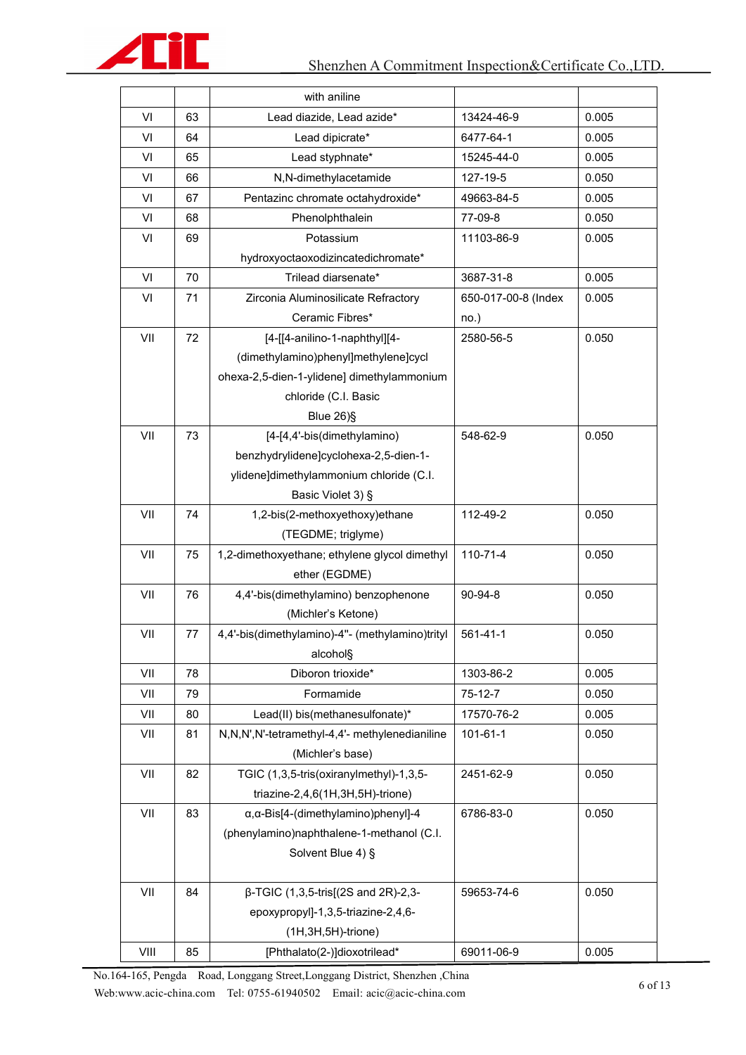| | | with aniline | | |
|---|---|---|---|---|
| VI | 63 | Lead diazide, Lead azide* | 13424-46-9 | 0.005 |
| VI | 64 | Lead dipicrate* | 6477-64-1 | 0.005 |
| VI | 65 | Lead styphnate* | 15245-44-0 | 0.005 |
| VI | 66 | N,N-dimethylacetamide | 127-19-5 | 0.050 |
| VI | 67 | Pentazinc chromate octahydroxide* | 49663-84-5 | 0.005 |
| VI | 68 | Phenolphthalein | 77-09-8 | 0.050 |
| VI | 69 | Potassium hydroxyoctaoxodizincatedichromate* | 11103-86-9 | 0.005 |
| VI | 70 | Trilead diarsenate* | 3687-31-8 | 0.005 |
| VI | 71 | Zirconia Aluminosilicate Refractory Ceramic Fibres* | 650-017-00-8 (Index no.) | 0.005 |
| VII | 72 | [4-[[4-anilino-1-naphthyl][4-(dimethylamino)phenyl]methylene]cyclohexa-2,5-dien-1-ylidene] dimethylammonium chloride (C.I. Basic Blue 26)§ | 2580-56-5 | 0.050 |
| VII | 73 | [4-[4,4'-bis(dimethylamino) benzhydrylidene]cyclohexa-2,5-dien-1-ylidene]dimethylammonium chloride (C.I. Basic Violet 3) § | 548-62-9 | 0.050 |
| VII | 74 | 1,2-bis(2-methoxyethoxy)ethane (TEGDME; triglyme) | 112-49-2 | 0.050 |
| VII | 75 | 1,2-dimethoxyethane; ethylene glycol dimethyl ether (EGDME) | 110-71-4 | 0.050 |
| VII | 76 | 4,4'-bis(dimethylamino) benzophenone (Michler's Ketone) | 90-94-8 | 0.050 |
| VII | 77 | 4,4'-bis(dimethylamino)-4''- (methylamino)trityl alcohol§ | 561-41-1 | 0.050 |
| VII | 78 | Diboron trioxide* | 1303-86-2 | 0.005 |
| VII | 79 | Formamide | 75-12-7 | 0.050 |
| VII | 80 | Lead(II) bis(methanesulfonate)* | 17570-76-2 | 0.005 |
| VII | 81 | N,N,N',N'-tetramethyl-4,4'- methylenedianiline (Michler's base) | 101-61-1 | 0.050 |
| VII | 82 | TGIC (1,3,5-tris(oxiranylmethyl)-1,3,5-triazine-2,4,6(1H,3H,5H)-trione) | 2451-62-9 | 0.050 |
| VII | 83 | α,α-Bis[4-(dimethylamino)phenyl]-4 (phenylamino)naphthalene-1-methanol (C.I. Solvent Blue 4) § | 6786-83-0 | 0.050 |
| VII | 84 | β-TGIC (1,3,5-tris[(2S and 2R)-2,3-epoxypropyl]-1,3,5-triazine-2,4,6-(1H,3H,5H)-trione) | 59653-74-6 | 0.050 |
| VIII | 85 | [Phthalato(2-)]dioxotrilead* | 69011-06-9 | 0.005 |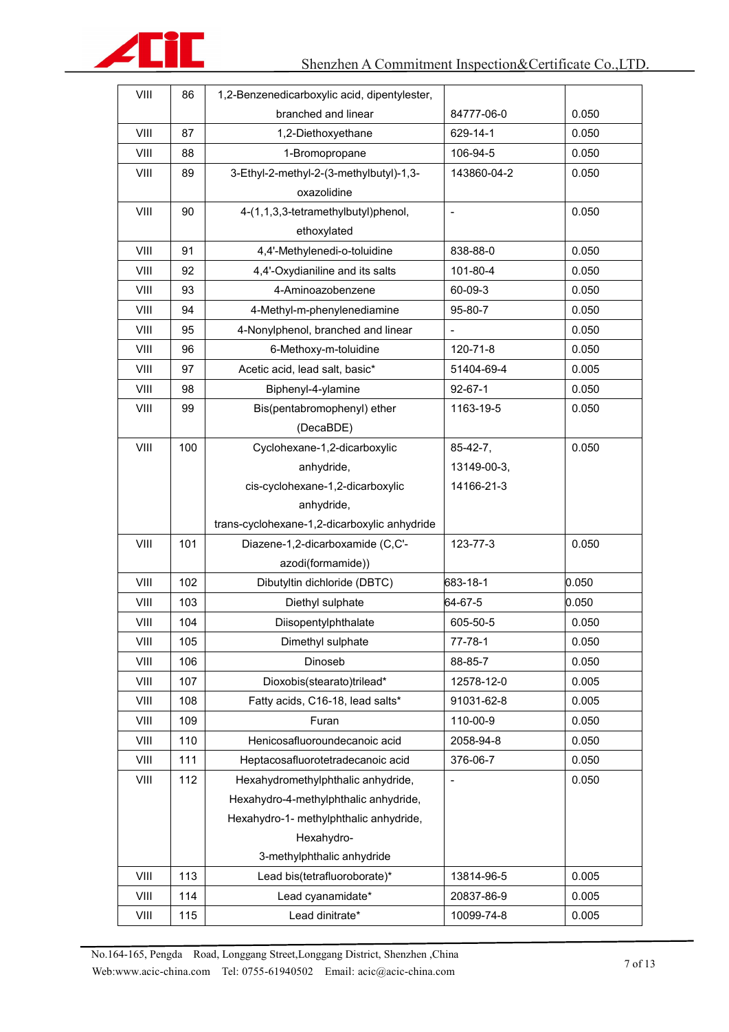| VIII | 86 | 1,2-Benzenedicarboxylic acid, dipentylester, branched and linear | 84777-06-0 | 0.050 |
|---|---|---|---|---|
| VIII | 87 | 1,2-Diethoxyethane | 629-14-1 | 0.050 |
| VIII | 88 | 1-Bromopropane | 106-94-5 | 0.050 |
| VIII | 89 | 3-Ethyl-2-methyl-2-(3-methylbutyl)-1,3-oxazolidine | 143860-04-2 | 0.050 |
| VIII | 90 | 4-(1,1,3,3-tetramethylbutyl)phenol, ethoxylated | - | 0.050 |
| VIII | 91 | 4,4'-Methylenedi-o-toluidine | 838-88-0 | 0.050 |
| VIII | 92 | 4,4'-Oxydianiline and its salts | 101-80-4 | 0.050 |
| VIII | 93 | 4-Aminoazobenzene | 60-09-3 | 0.050 |
| VIII | 94 | 4-Methyl-m-phenylenediamine | 95-80-7 | 0.050 |
| VIII | 95 | 4-Nonylphenol, branched and linear | - | 0.050 |
| VIII | 96 | 6-Methoxy-m-toluidine | 120-71-8 | 0.050 |
| VIII | 97 | Acetic acid, lead salt, basic* | 51404-69-4 | 0.005 |
| VIII | 98 | Biphenyl-4-ylamine | 92-67-1 | 0.050 |
| VIII | 99 | Bis(pentabromophenyl) ether (DecaBDE) | 1163-19-5 | 0.050 |
| VIII | 100 | Cyclohexane-1,2-dicarboxylic anhydride, cis-cyclohexane-1,2-dicarboxylic anhydride, trans-cyclohexane-1,2-dicarboxylic anhydride | 85-42-7, 13149-00-3, 14166-21-3 | 0.050 |
| VIII | 101 | Diazene-1,2-dicarboxamide (C,C'-azodi(formamide)) | 123-77-3 | 0.050 |
| VIII | 102 | Dibutyltin dichloride (DBTC) | 683-18-1 | 0.050 |
| VIII | 103 | Diethyl sulphate | 64-67-5 | 0.050 |
| VIII | 104 | Diisopentylphthalate | 605-50-5 | 0.050 |
| VIII | 105 | Dimethyl sulphate | 77-78-1 | 0.050 |
| VIII | 106 | Dinoseb | 88-85-7 | 0.050 |
| VIII | 107 | Dioxobis(stearato)trilead* | 12578-12-0 | 0.005 |
| VIII | 108 | Fatty acids, C16-18, lead salts* | 91031-62-8 | 0.005 |
| VIII | 109 | Furan | 110-00-9 | 0.050 |
| VIII | 110 | Henicosafluoroundecanoic acid | 2058-94-8 | 0.050 |
| VIII | 111 | Heptacosafluorotetradecanoic acid | 376-06-7 | 0.050 |
| VIII | 112 | Hexahydromethylphthalic anhydride, Hexahydro-4-methylphthalic anhydride, Hexahydro-1- methylphthalic anhydride, Hexahydro-3-methylphthalic anhydride | - | 0.050 |
| VIII | 113 | Lead bis(tetrafluoroborate)* | 13814-96-5 | 0.005 |
| VIII | 114 | Lead cyanamidate* | 20837-86-9 | 0.005 |
| VIII | 115 | Lead dinitrate* | 10099-74-8 | 0.005 |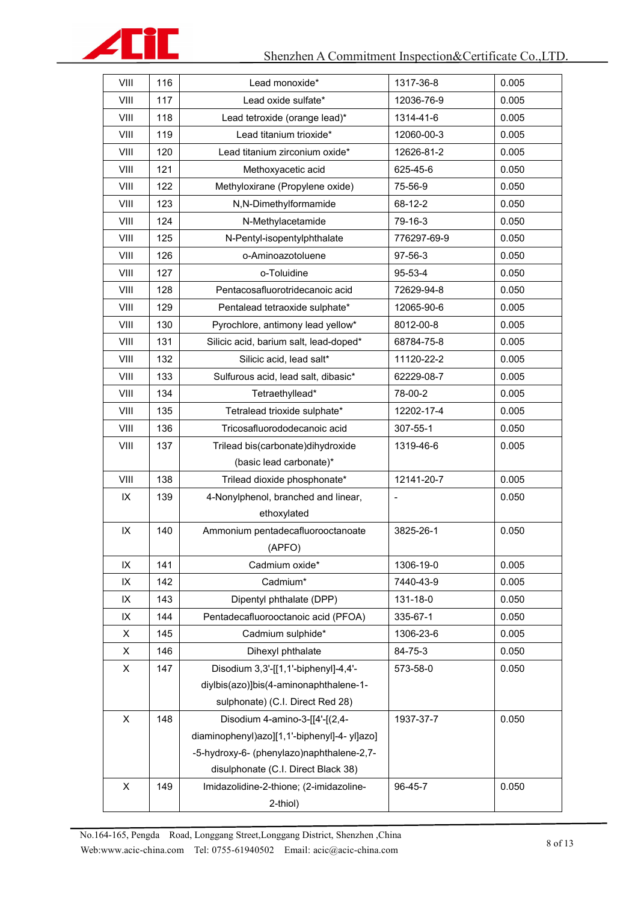| VIII | 116 | Lead monoxide* | 1317-36-8 | 0.005 |
|---|---|---|---|---|
| VIII | 117 | Lead oxide sulfate* | 12036-76-9 | 0.005 |
| VIII | 118 | Lead tetroxide (orange lead)* | 1314-41-6 | 0.005 |
| VIII | 119 | Lead titanium trioxide* | 12060-00-3 | 0.005 |
| VIII | 120 | Lead titanium zirconium oxide* | 12626-81-2 | 0.005 |
| VIII | 121 | Methoxyacetic acid | 625-45-6 | 0.050 |
| VIII | 122 | Methyloxirane (Propylene oxide) | 75-56-9 | 0.050 |
| VIII | 123 | N,N-Dimethylformamide | 68-12-2 | 0.050 |
| VIII | 124 | N-Methylacetamide | 79-16-3 | 0.050 |
| VIII | 125 | N-Pentyl-isopentylphthalate | 776297-69-9 | 0.050 |
| VIII | 126 | o-Aminoazotoluene | 97-56-3 | 0.050 |
| VIII | 127 | o-Toluidine | 95-53-4 | 0.050 |
| VIII | 128 | Pentacosafluorotridecanoic acid | 72629-94-8 | 0.050 |
| VIII | 129 | Pentalead tetraoxide sulphate* | 12065-90-6 | 0.005 |
| VIII | 130 | Pyrochlore, antimony lead yellow* | 8012-00-8 | 0.005 |
| VIII | 131 | Silicic acid, barium salt, lead-doped* | 68784-75-8 | 0.005 |
| VIII | 132 | Silicic acid, lead salt* | 11120-22-2 | 0.005 |
| VIII | 133 | Sulfurous acid, lead salt, dibasic* | 62229-08-7 | 0.005 |
| VIII | 134 | Tetraethyllead* | 78-00-2 | 0.005 |
| VIII | 135 | Tetralead trioxide sulphate* | 12202-17-4 | 0.005 |
| VIII | 136 | Tricosafluorododecanoic acid | 307-55-1 | 0.050 |
| VIII | 137 | Trilead bis(carbonate)dihydroxide (basic lead carbonate)* | 1319-46-6 | 0.005 |
| VIII | 138 | Trilead dioxide phosphonate* | 12141-20-7 | 0.005 |
| IX | 139 | 4-Nonylphenol, branched and linear, ethoxylated | - | 0.050 |
| IX | 140 | Ammonium pentadecafluorooctanoate (APFO) | 3825-26-1 | 0.050 |
| IX | 141 | Cadmium oxide* | 1306-19-0 | 0.005 |
| IX | 142 | Cadmium* | 7440-43-9 | 0.005 |
| IX | 143 | Dipentyl phthalate (DPP) | 131-18-0 | 0.050 |
| IX | 144 | Pentadecafluorooctanoic acid (PFOA) | 335-67-1 | 0.050 |
| X | 145 | Cadmium sulphide* | 1306-23-6 | 0.005 |
| X | 146 | Dihexyl phthalate | 84-75-3 | 0.050 |
| X | 147 | Disodium 3,3'-[[1,1'-biphenyl]-4,4'-diylbis(azo)]bis(4-aminonaphthalene-1-sulphonate) (C.I. Direct Red 28) | 573-58-0 | 0.050 |
| X | 148 | Disodium 4-amino-3-[[4'-[(2,4-diaminophenyl)azo][1,1'-biphenyl]-4- yl]azo] -5-hydroxy-6- (phenylazo)naphthalene-2,7-disulphonate (C.I. Direct Black 38) | 1937-37-7 | 0.050 |
| X | 149 | Imidazolidine-2-thione; (2-imidazoline-2-thiol) | 96-45-7 | 0.050 |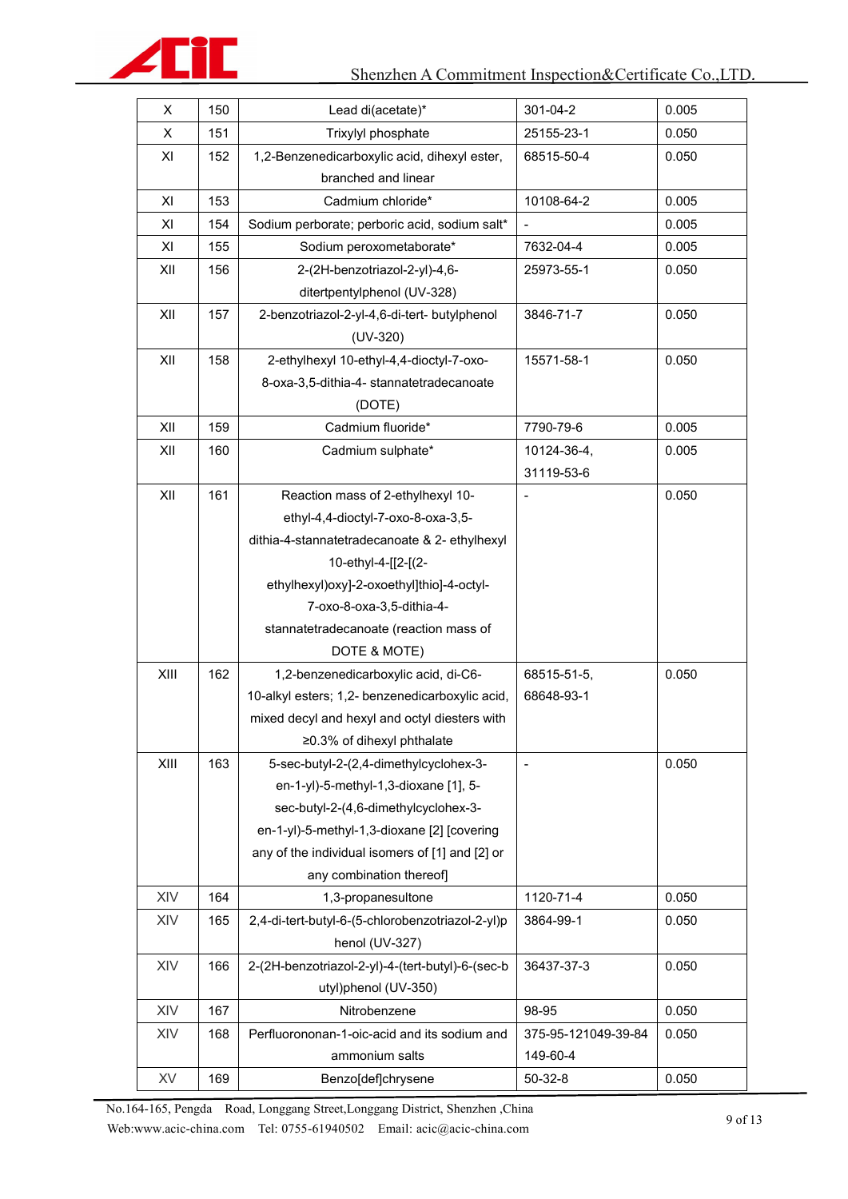| X | 150 | Lead di(acetate)* | 301-04-2 | 0.005 |
|---|---|---|---|---|
| X | 151 | Trixylyl phosphate | 25155-23-1 | 0.050 |
| XI | 152 | 1,2-Benzenedicarboxylic acid, dihexyl ester, branched and linear | 68515-50-4 | 0.050 |
| XI | 153 | Cadmium chloride* | 10108-64-2 | 0.005 |
| XI | 154 | Sodium perborate; perboric acid, sodium salt* | - | 0.005 |
| XI | 155 | Sodium peroxometaborate* | 7632-04-4 | 0.005 |
| XII | 156 | 2-(2H-benzotriazol-2-yl)-4,6-ditertpentylphenol (UV-328) | 25973-55-1 | 0.050 |
| XII | 157 | 2-benzotriazol-2-yl-4,6-di-tert- butylphenol (UV-320) | 3846-71-7 | 0.050 |
| XII | 158 | 2-ethylhexyl 10-ethyl-4,4-dioctyl-7-oxo-8-oxa-3,5-dithia-4- stannatetradecanoate (DOTE) | 15571-58-1 | 0.050 |
| XII | 159 | Cadmium fluoride* | 7790-79-6 | 0.005 |
| XII | 160 | Cadmium sulphate* | 10124-36-4, 31119-53-6 | 0.005 |
| XII | 161 | Reaction mass of 2-ethylhexyl 10-ethyl-4,4-dioctyl-7-oxo-8-oxa-3,5-dithia-4-stannatetradecanoate & 2- ethylhexyl 10-ethyl-4-[[2-[(2-ethylhexyl)oxy]-2-oxoethyl]thio]-4-octyl-7-oxo-8-oxa-3,5-dithia-4-stannatetradecanoate (reaction mass of DOTE & MOTE) | - | 0.050 |
| XIII | 162 | 1,2-benzenedicarboxylic acid, di-C6-10-alkyl esters; 1,2- benzenedicarboxylic acid, mixed decyl and hexyl and octyl diesters with ≥0.3% of dihexyl phthalate | 68515-51-5, 68648-93-1 | 0.050 |
| XIII | 163 | 5-sec-butyl-2-(2,4-dimethylcyclohex-3-en-1-yl)-5-methyl-1,3-dioxane [1], 5-sec-butyl-2-(4,6-dimethylcyclohex-3-en-1-yl)-5-methyl-1,3-dioxane [2] [covering any of the individual isomers of [1] and [2] or any combination thereof] | - | 0.050 |
| XIV | 164 | 1,3-propanesultone | 1120-71-4 | 0.050 |
| XIV | 165 | 2,4-di-tert-butyl-6-(5-chlorobenzotriazol-2-yl)phenol (UV-327) | 3864-99-1 | 0.050 |
| XIV | 166 | 2-(2H-benzotriazol-2-yl)-4-(tert-butyl)-6-(sec-butyl)phenol (UV-350) | 36437-37-3 | 0.050 |
| XIV | 167 | Nitrobenzene | 98-95 | 0.050 |
| XIV | 168 | Perfluorononan-1-oic-acid and its sodium and ammonium salts | 375-95-121049-39-84149-60-4 | 0.050 |
| XV | 169 | Benzo[def]chrysene | 50-32-8 | 0.050 |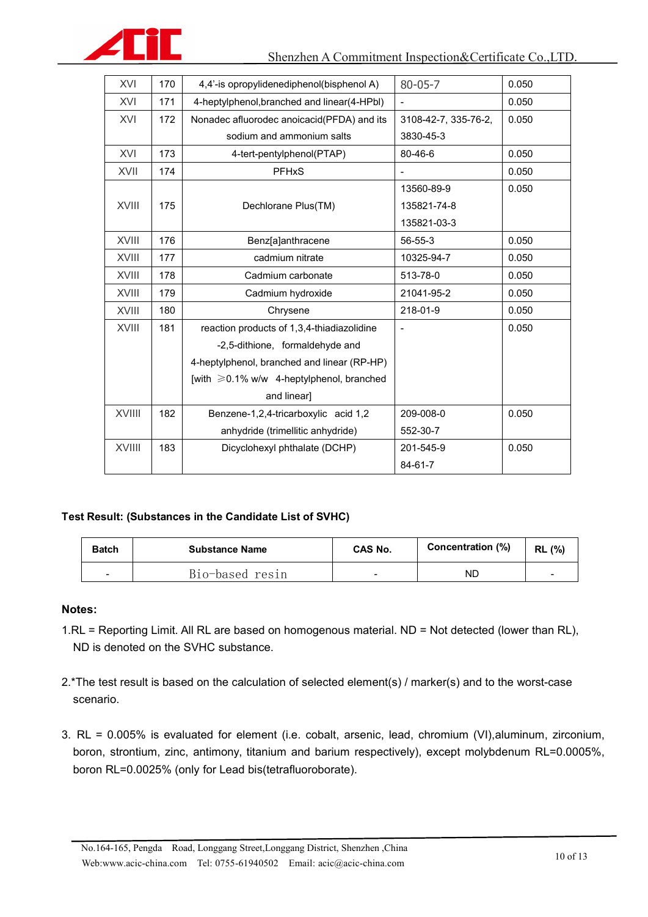| XVI | 170 | 4,4'-is opropylidenediphenol(bisphenol A) | 80-05-7 | 0.050 |
|---|---|---|---|---|
| XVI | 171 | 4-heptylphenol,branched and linear(4-HPbl) | - | 0.050 |
| XVI | 172 | Nonadec afluorodec anoicacid(PFDA) and its sodium and ammonium salts | 3108-42-7, 335-76-2, 3830-45-3 | 0.050 |
| XVI | 173 | 4-tert-pentylphenol(PTAP) | 80-46-6 | 0.050 |
| XVII | 174 | PFHxS | - | 0.050 |
| XVIII | 175 | Dechlorane Plus(TM) | 13560-89-9 135821-74-8 135821-03-3 | 0.050 |
| XVIII | 176 | Benz[a]anthracene | 56-55-3 | 0.050 |
| XVIII | 177 | cadmium nitrate | 10325-94-7 | 0.050 |
| XVIII | 178 | Cadmium carbonate | 513-78-0 | 0.050 |
| XVIII | 179 | Cadmium hydroxide | 21041-95-2 | 0.050 |
| XVIII | 180 | Chrysene | 218-01-9 | 0.050 |
| XVIII | 181 | reaction products of 1,3,4-thiadiazolidine -2,5-dithione, formaldehyde and 4-heptylphenol, branched and linear (RP-HP) [with ⩾0.1% w/w 4-heptylphenol, branched and linear] | - | 0.050 |
| XVIIII | 182 | Benzene-1,2,4-tricarboxylic acid 1,2 anhydride (trimellitic anhydride) | 209-008-0 552-30-7 | 0.050 |
| XVIIII | 183 | Dicyclohexyl phthalate (DCHP) | 201-545-9 84-61-7 | 0.050 |

**Test Result: (Substances in the Candidate List of SVHC)**

| Batch | Substance Name | CAS No. | Concentration (%) | RL (%) |
|---|---|---|---|---|
| - | Bio-based resin | - | ND | - |

**Notes:**

1.RL = Reporting Limit. All RL are based on homogenous material. ND = Not detected (lower than RL), ND is denoted on the SVHC substance.

2.*The test result is based on the calculation of selected element(s) / marker(s) and to the worst-case scenario.

3. RL = 0.005% is evaluated for element (i.e. cobalt, arsenic, lead, chromium (VI),aluminum, zirconium, boron, strontium, zinc, antimony, titanium and barium respectively), except molybdenum RL=0.0005%, boron RL=0.0025% (only for Lead bis(tetrafluoroborate).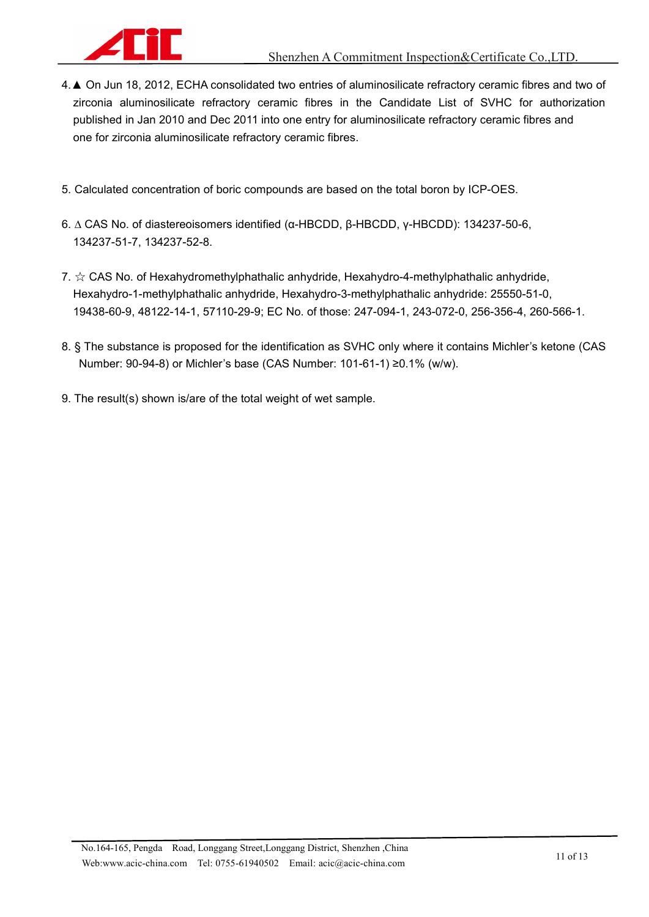4. ▲ On Jun 18, 2012, ECHA consolidated two entries of aluminosilicate refractory ceramic fibres and two of zirconia aluminosilicate refractory ceramic fibres in the Candidate List of SVHC for authorization published in Jan 2010 and Dec 2011 into one entry for aluminosilicate refractory ceramic fibres and one for zirconia aluminosilicate refractory ceramic fibres.

5. Calculated concentration of boric compounds are based on the total boron by ICP-OES.

6. ∆ CAS No. of diastereoisomers identified (α-HBCDD, β-HBCDD, γ-HBCDD): 134237-50-6, 134237-51-7, 134237-52-8.

7. ☆ CAS No. of Hexahydromethylphathalic anhydride, Hexahydro-4-methylphathalic anhydride, Hexahydro-1-methylphathalic anhydride, Hexahydro-3-methylphathalic anhydride: 25550-51-0, 19438-60-9, 48122-14-1, 57110-29-9; EC No. of those: 247-094-1, 243-072-0, 256-356-4, 260-566-1.

8. § The substance is proposed for the identification as SVHC only where it contains Michler's ketone (CAS Number: 90-94-8) or Michler's base (CAS Number: 101-61-1) ≥0.1% (w/w).

9. The result(s) shown is/are of the total weight of wet sample.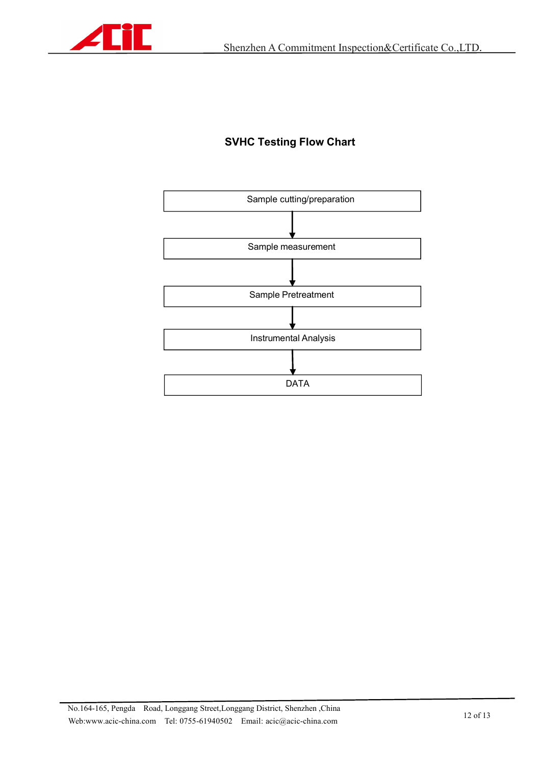## SVHC Testing Flow Chart

Sample cutting/preparation

↓

Sample measurement

↓

Sample Pretreatment

↓

Instrumental Analysis

↓

DATA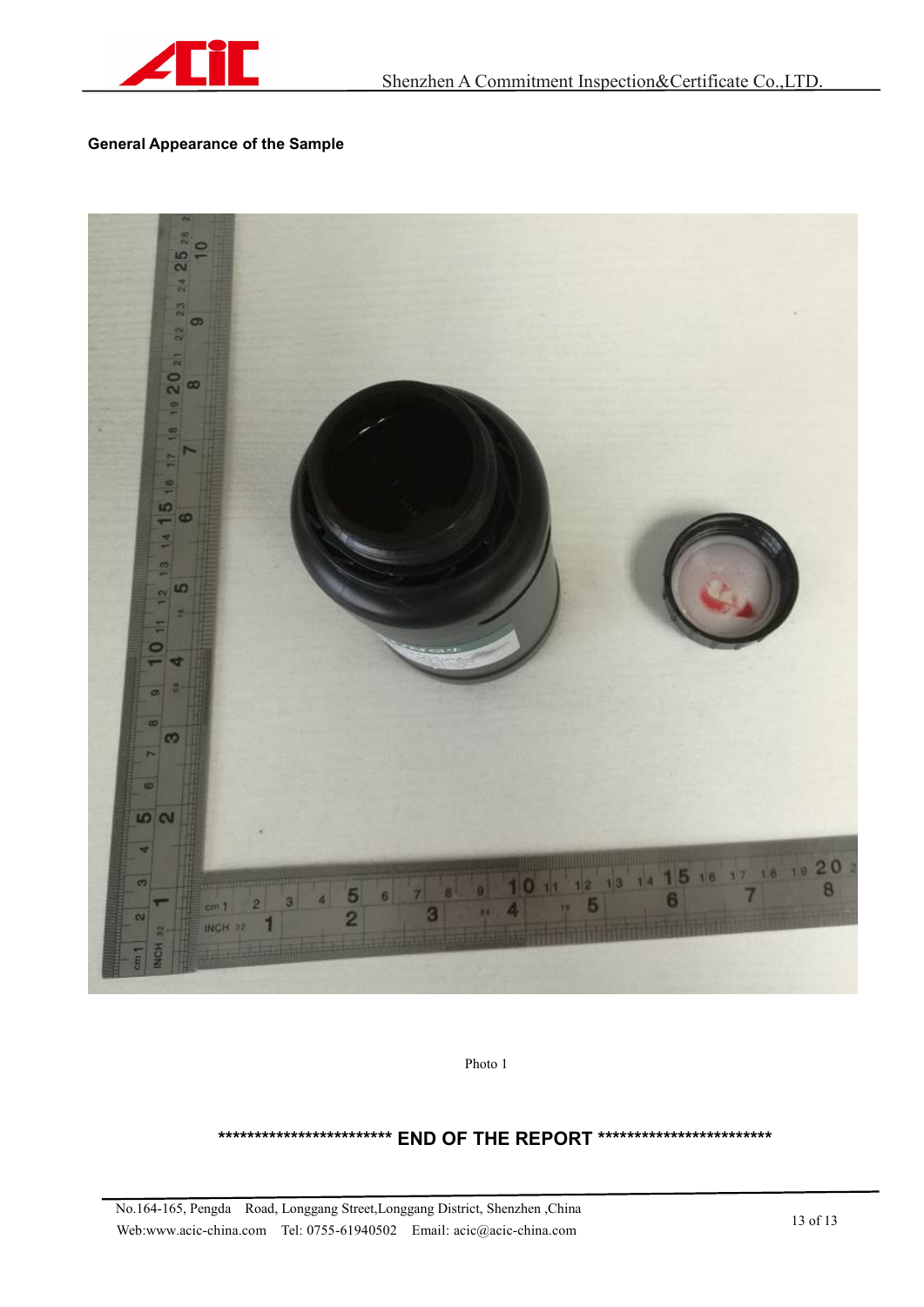**General Appearance of the Sample**

Photo 1

************************ END OF THE REPORT ************************